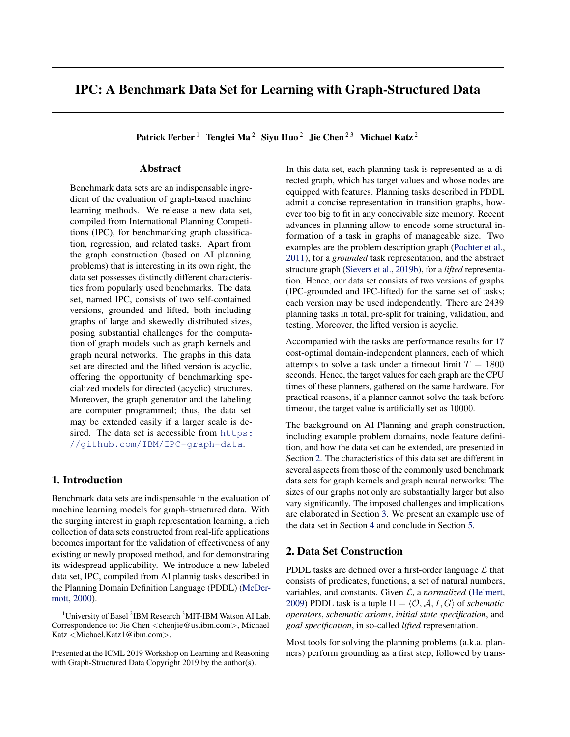# IPC: A Benchmark Data Set for Learning with Graph-Structured Data

**Patrick Ferber** [1] **Tengfei Ma** [2] **Siyu Huo** [2] **Jie Chen** [2 3] **Michael Katz** [2]

## Abstract

Benchmark data sets are an indispensable ingredient of the evaluation of graph-based machine learning methods. We release a new data set, compiled from International Planning Competitions (IPC), for benchmarking graph classification, regression, and related tasks. Apart from the graph construction (based on AI planning problems) that is interesting in its own right, the data set possesses distinctly different characteristics from popularly used benchmarks. The data set, named IPC, consists of two self-contained versions, grounded and lifted, both including graphs of large and skewedly distributed sizes, posing substantial challenges for the computation of graph models such as graph kernels and graph neural networks. The graphs in this data set are directed and the lifted version is acyclic, offering the opportunity of benchmarking specialized models for directed (acyclic) structures. Moreover, the graph generator and the labeling are computer programmed; thus, the data set may be extended easily if a larger scale is desired. The data set is accessible from https://github.com/IBM/IPC-graph-data.

## 1. Introduction

Benchmark data sets are indispensable in the evaluation of machine learning models for graph-structured data. With the surging interest in graph representation learning, a rich collection of data sets constructed from real-life applications becomes important for the validation of effectiveness of any existing or newly proposed method, and for demonstrating its widespread applicability. We introduce a new labeled data set, IPC, compiled from AI plannig tasks described in the Planning Domain Definition Language (PDDL) (McDermott, 2000).

In this data set, each planning task is represented as a directed graph, which has target values and whose nodes are equipped with features. Planning tasks described in PDDL admit a concise representation in transition graphs, however too big to fit in any conceivable size memory. Recent advances in planning allow to encode some structural information of a task in graphs of manageable size. Two examples are the problem description graph (Pochter et al., 2011), for a *grounded* task representation, and the abstract structure graph (Sievers et al., 2019b), for a *lifted* representation. Hence, our data set consists of two versions of graphs (IPC-grounded and IPC-lifted) for the same set of tasks; each version may be used independently. There are 2439 planning tasks in total, pre-split for training, validation, and testing. Moreover, the lifted version is acyclic.

Accompanied with the tasks are performance results for 17 cost-optimal domain-independent planners, each of which attempts to solve a task under a timeout limit $T = 1800$ seconds. Hence, the target values for each graph are the CPU times of these planners, gathered on the same hardware. For practical reasons, if a planner cannot solve the task before timeout, the target value is artificially set as $10000$.

The background on AI Planning and graph construction, including example problem domains, node feature definition, and how the data set can be extended, are presented in Section 2. The characteristics of this data set are different in several aspects from those of the commonly used benchmark data sets for graph kernels and graph neural networks: The sizes of our graphs not only are substantially larger but also vary significantly. The imposed challenges and implications are elaborated in Section 3. We present an example use of the data set in Section 4 and conclude in Section 5.

## 2. Data Set Construction

PDDL tasks are defined over a first-order language $\mathcal{L}$ that consists of predicates, functions, a set of natural numbers, variables, and constants. Given $\mathcal{L}$, a *normalized* (Helmert, 2009) PDDL task is a tuple $\Pi = \langle \mathcal{O}, \mathcal{A}, I, G \rangle$ of *schematic operators*, *schematic axioms*, *initial state specification*, and *goal specification*, in so-called *lifted* representation.

Most tools for solving the planning problems (a.k.a. planners) perform grounding as a first step, followed by trans-

---

[1] University of Basel [2] IBM Research [3] MIT-IBM Watson AI Lab. Correspondence to: Jie Chen <chenjie@us.ibm.com>, Michael Katz <Michael.Katz1@ibm.com>.

Presented at the ICML 2019 Workshop on Learning and Reasoning with Graph-Structured Data Copyright 2019 by the author(s).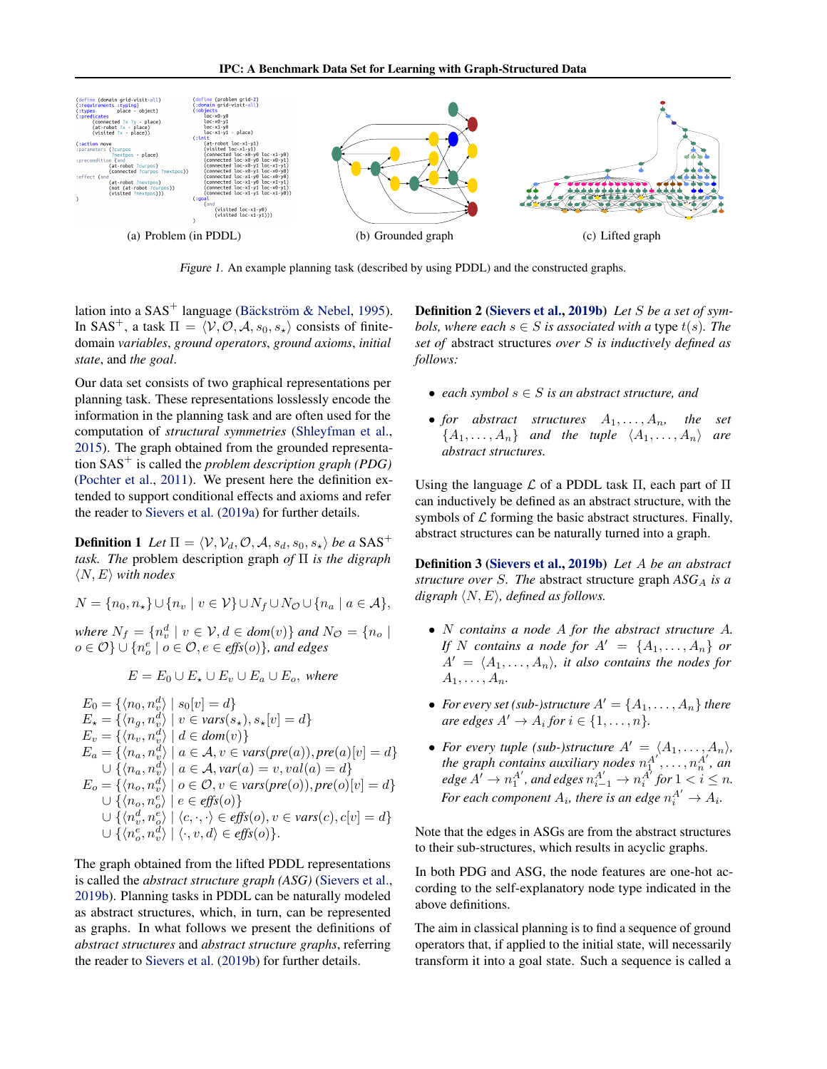(a) Problem (in PDDL) (b) Grounded graph (c) Lifted graph

*Figure 1.* An example planning task (described by using PDDL) and the constructed graphs.

lation into a SAS$^+$ language (Bäckström & Nebel, 1995). In SAS$^+$, a task $\Pi = \langle \mathcal{V}, \mathcal{O}, \mathcal{A}, s_0, s_\star \rangle$ consists of finite-domain *variables*, *ground operators*, *ground axioms*, *initial state*, and *the goal*.

Our data set consists of two graphical representations per planning task. These representations losslessly encode the information in the planning task and are often used for the computation of *structural symmetries* (Shleyfman et al., 2015). The graph obtained from the grounded representation SAS$^+$ is called the *problem description graph (PDG)* (Pochter et al., 2011). We present here the definition extended to support conditional effects and axioms and refer the reader to Sievers et al. (2019a) for further details.

**Definition 1** *Let $\Pi = \langle \mathcal{V}, \mathcal{V}_d, \mathcal{O}, \mathcal{A}, s_d, s_0, s_\star \rangle$ be a SAS$^+$ task. The* problem description graph *of $\Pi$ is the digraph $\langle N, E \rangle$ with nodes*

$$N = \{n_0, n_\star\} \cup \{n_v \mid v \in \mathcal{V}\} \cup N_f \cup N_\mathcal{O} \cup \{n_a \mid a \in \mathcal{A}\},$$

*where $N_f = \{n_v^d \mid v \in \mathcal{V}, d \in dom(v)\}$ and $N_\mathcal{O} = \{n_o \mid o \in \mathcal{O}\} \cup \{n_o^e \mid o \in \mathcal{O}, e \in effs(o)\}$, and edges*

$$E = E_0 \cup E_\star \cup E_v \cup E_a \cup E_o, \text{ where}$$

$$
\begin{aligned}
E_0 &= \{\langle n_0, n_v^d \rangle \mid s_0[v] = d\} \\
E_\star &= \{\langle n_g, n_v^d \rangle \mid v \in vars(s_\star), s_\star[v] = d\} \\
E_v &= \{\langle n_v, n_v^d \rangle \mid d \in dom(v)\} \\
E_a &= \{\langle n_a, n_v^d \rangle \mid a \in \mathcal{A}, v \in vars(pre(a)), pre(a)[v] = d\} \\
&\quad \cup \{\langle n_a, n_v^d \rangle \mid a \in \mathcal{A}, var(a) = v, val(a) = d\} \\
E_o &= \{\langle n_o, n_v^d \rangle \mid o \in \mathcal{O}, v \in vars(pre(o)), pre(o)[v] = d\} \\
&\quad \cup \{\langle n_o, n_o^e \rangle \mid e \in effs(o)\} \\
&\quad \cup \{\langle n_v^d, n_o^e \rangle \mid \langle c, \cdot, \cdot \rangle \in effs(o), v \in vars(c), c[v] = d\} \\
&\quad \cup \{\langle n_o^e, n_v^d \rangle \mid \langle \cdot, v, d \rangle \in effs(o)\}.
\end{aligned}
$$

The graph obtained from the lifted PDDL representations is called the *abstract structure graph (ASG)* (Sievers et al., 2019b). Planning tasks in PDDL can be naturally modeled as abstract structures, which, in turn, can be represented as graphs. In what follows we present the definitions of *abstract structures* and *abstract structure graphs*, referring the reader to Sievers et al. (2019b) for further details.

**Definition 2 (Sievers et al., 2019b)** *Let $S$ be a set of symbols, where each $s \in S$ is associated with a* type *$t(s)$. The set of* abstract structures *over $S$ is inductively defined as follows:*

- *each symbol $s \in S$ is an abstract structure, and*
- *for abstract structures $A_1, \ldots, A_n$, the set $\{A_1, \ldots, A_n\}$ and the tuple $\langle A_1, \ldots, A_n \rangle$ are abstract structures.*

Using the language $\mathcal{L}$ of a PDDL task $\Pi$, each part of $\Pi$ can inductively be defined as an abstract structure, with the symbols of $\mathcal{L}$ forming the basic abstract structures. Finally, abstract structures can be naturally turned into a graph.

**Definition 3 (Sievers et al., 2019b)** *Let $A$ be an abstract structure over $S$. The* abstract structure graph *$ASG_A$ is a digraph $\langle N, E \rangle$, defined as follows.*

- *$N$ contains a node $A$ for the abstract structure $A$. If $N$ contains a node for $A' = \{A_1, \ldots, A_n\}$ or $A' = \langle A_1, \ldots, A_n \rangle$, it also contains the nodes for $A_1, \ldots, A_n$.*
- *For every set (sub-)structure $A' = \{A_1, \ldots, A_n\}$ there are edges $A' \to A_i$ for $i \in \{1, \ldots, n\}$.*
- *For every tuple (sub-)structure $A' = \langle A_1, \ldots, A_n \rangle$, the graph contains auxiliary nodes $n_1^{A'}, \ldots, n_n^{A'}$, an edge $A' \to n_1^{A'}$, and edges $n_{i-1}^{A'} \to n_i^{A'}$ for $1 < i \leq n$. For each component $A_i$, there is an edge $n_i^{A'} \to A_i$.*

Note that the edges in ASGs are from the abstract structures to their sub-structures, which results in acyclic graphs.

In both PDG and ASG, the node features are one-hot according to the self-explanatory node type indicated in the above definitions.

The aim in classical planning is to find a sequence of ground operators that, if applied to the initial state, will necessarily transform it into a goal state. Such a sequence is called a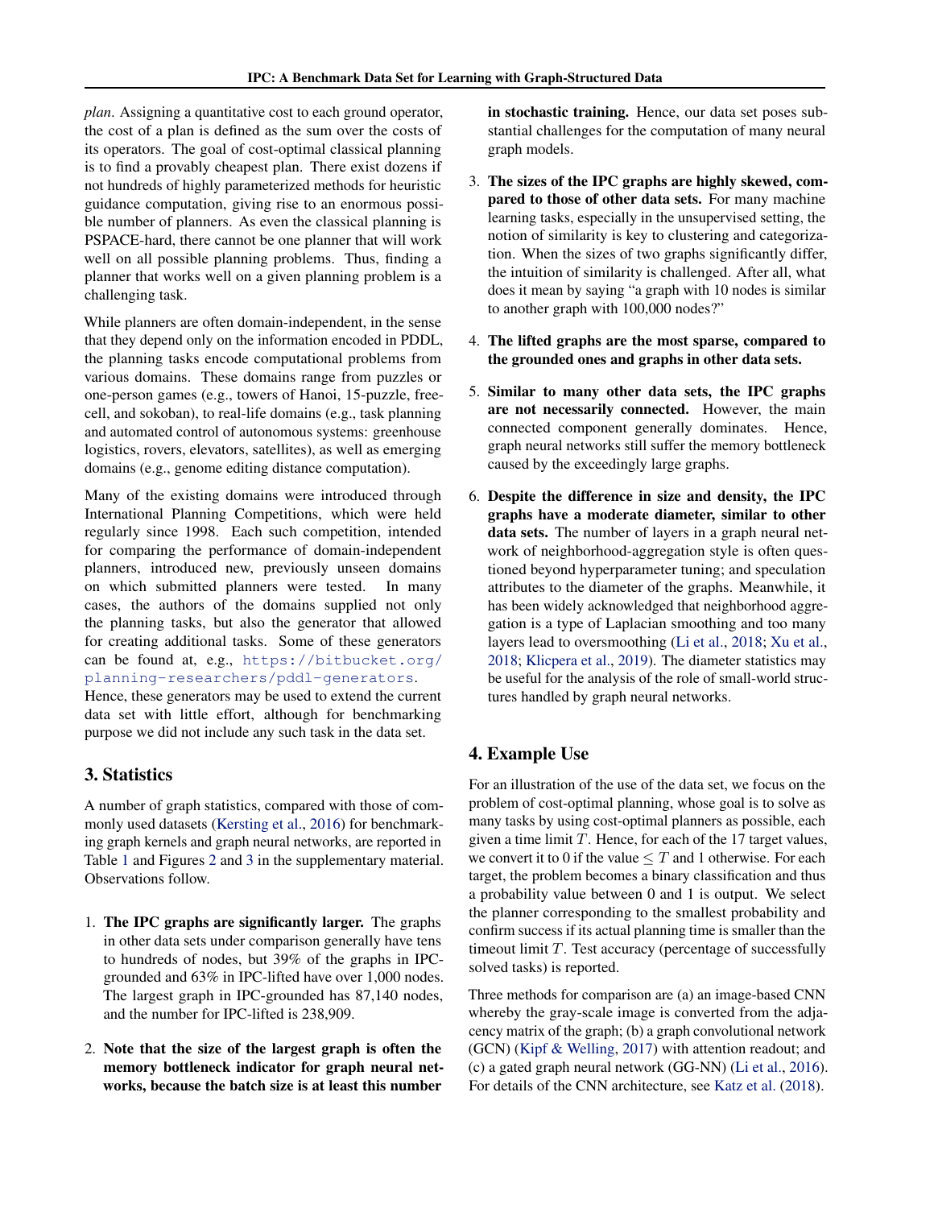*plan*. Assigning a quantitative cost to each ground operator, the cost of a plan is defined as the sum over the costs of its operators. The goal of cost-optimal classical planning is to find a provably cheapest plan. There exist dozens if not hundreds of highly parameterized methods for heuristic guidance computation, giving rise to an enormous possible number of planners. As even the classical planning is PSPACE-hard, there cannot be one planner that will work well on all possible planning problems. Thus, finding a planner that works well on a given planning problem is a challenging task.

While planners are often domain-independent, in the sense that they depend only on the information encoded in PDDL, the planning tasks encode computational problems from various domains. These domains range from puzzles or one-person games (e.g., towers of Hanoi, 15-puzzle, freecell, and sokoban), to real-life domains (e.g., task planning and automated control of autonomous systems: greenhouse logistics, rovers, elevators, satellites), as well as emerging domains (e.g., genome editing distance computation).

Many of the existing domains were introduced through International Planning Competitions, which were held regularly since 1998. Each such competition, intended for comparing the performance of domain-independent planners, introduced new, previously unseen domains on which submitted planners were tested. In many cases, the authors of the domains supplied not only the planning tasks, but also the generator that allowed for creating additional tasks. Some of these generators can be found at, e.g., https://bitbucket.org/planning-researchers/pddl-generators. Hence, these generators may be used to extend the current data set with little effort, although for benchmarking purpose we did not include any such task in the data set.

## 3. Statistics

A number of graph statistics, compared with those of commonly used datasets (Kersting et al., 2016) for benchmarking graph kernels and graph neural networks, are reported in Table 1 and Figures 2 and 3 in the supplementary material. Observations follow.

1. **The IPC graphs are significantly larger.** The graphs in other data sets under comparison generally have tens to hundreds of nodes, but 39% of the graphs in IPC-grounded and 63% in IPC-lifted have over 1,000 nodes. The largest graph in IPC-grounded has 87,140 nodes, and the number for IPC-lifted is 238,909.

2. **Note that the size of the largest graph is often the memory bottleneck indicator for graph neural networks, because the batch size is at least this number in stochastic training.** Hence, our data set poses substantial challenges for the computation of many neural graph models.

3. **The sizes of the IPC graphs are highly skewed, compared to those of other data sets.** For many machine learning tasks, especially in the unsupervised setting, the notion of similarity is key to clustering and categorization. When the sizes of two graphs significantly differ, the intuition of similarity is challenged. After all, what does it mean by saying "a graph with 10 nodes is similar to another graph with 100,000 nodes?"

4. **The lifted graphs are the most sparse, compared to the grounded ones and graphs in other data sets.**

5. **Similar to many other data sets, the IPC graphs are not necessarily connected.** However, the main connected component generally dominates. Hence, graph neural networks still suffer the memory bottleneck caused by the exceedingly large graphs.

6. **Despite the difference in size and density, the IPC graphs have a moderate diameter, similar to other data sets.** The number of layers in a graph neural network of neighborhood-aggregation style is often questioned beyond hyperparameter tuning; and speculation attributes to the diameter of the graphs. Meanwhile, it has been widely acknowledged that neighborhood aggregation is a type of Laplacian smoothing and too many layers lead to oversmoothing (Li et al., 2018; Xu et al., 2018; Klicpera et al., 2019). The diameter statistics may be useful for the analysis of the role of small-world structures handled by graph neural networks.

## 4. Example Use

For an illustration of the use of the data set, we focus on the problem of cost-optimal planning, whose goal is to solve as many tasks by using cost-optimal planners as possible, each given a time limit $T$. Hence, for each of the 17 target values, we convert it to 0 if the value $\leq T$ and 1 otherwise. For each target, the problem becomes a binary classification and thus a probability value between 0 and 1 is output. We select the planner corresponding to the smallest probability and confirm success if its actual planning time is smaller than the timeout limit $T$. Test accuracy (percentage of successfully solved tasks) is reported.

Three methods for comparison are (a) an image-based CNN whereby the gray-scale image is converted from the adjacency matrix of the graph; (b) a graph convolutional network (GCN) (Kipf & Welling, 2017) with attention readout; and (c) a gated graph neural network (GG-NN) (Li et al., 2016). For details of the CNN architecture, see Katz et al. (2018).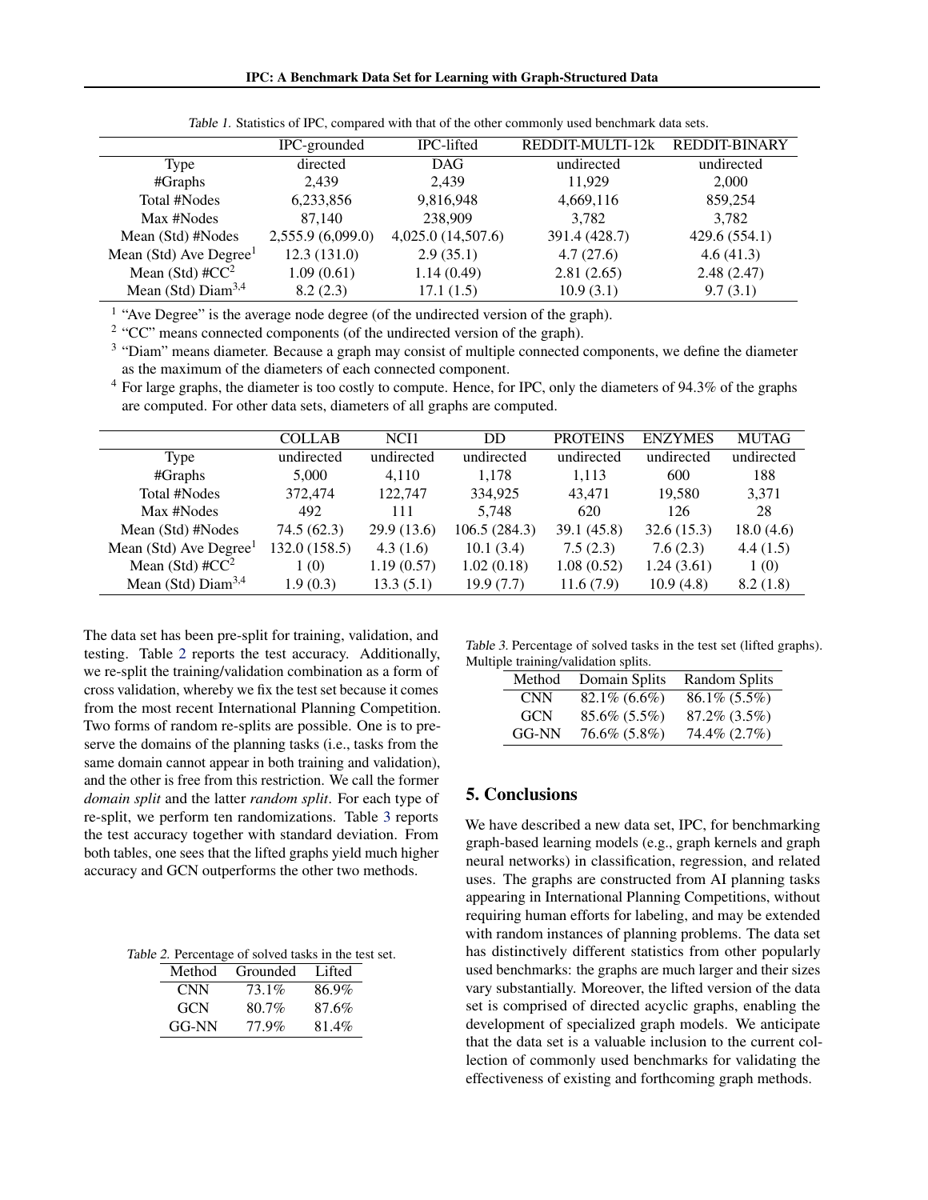Table 1. Statistics of IPC, compared with that of the other commonly used benchmark data sets.

| | IPC-grounded | IPC-lifted | REDDIT-MULTI-12k | REDDIT-BINARY |
|---|---|---|---|---|
| Type | directed | DAG | undirected | undirected |
| #Graphs | 2,439 | 2,439 | 11,929 | 2,000 |
| Total #Nodes | 6,233,856 | 9,816,948 | 4,669,116 | 859,254 |
| Max #Nodes | 87,140 | 238,909 | 3,782 | 3,782 |
| Mean (Std) #Nodes | 2,555.9 (6,099.0) | 4,025.0 (14,507.6) | 391.4 (428.7) | 429.6 (554.1) |
| Mean (Std) Ave Degree[1] | 12.3 (131.0) | 2.9 (35.1) | 4.7 (27.6) | 4.6 (41.3) |
| Mean (Std) #CC[2] | 1.09 (0.61) | 1.14 (0.49) | 2.81 (2.65) | 2.48 (2.47) |
| Mean (Std) Diam[3,4] | 8.2 (2.3) | 17.1 (1.5) | 10.9 (3.1) | 9.7 (3.1) |

[1] "Ave Degree" is the average node degree (of the undirected version of the graph).

[2] "CC" means connected components (of the undirected version of the graph).

[3] "Diam" means diameter. Because a graph may consist of multiple connected components, we define the diameter as the maximum of the diameters of each connected component.

[4] For large graphs, the diameter is too costly to compute. Hence, for IPC, only the diameters of 94.3% of the graphs are computed. For other data sets, diameters of all graphs are computed.

| | COLLAB | NCI1 | DD | PROTEINS | ENZYMES | MUTAG |
|---|---|---|---|---|---|---|
| Type | undirected | undirected | undirected | undirected | undirected | undirected |
| #Graphs | 5,000 | 4,110 | 1,178 | 1,113 | 600 | 188 |
| Total #Nodes | 372,474 | 122,747 | 334,925 | 43,471 | 19,580 | 3,371 |
| Max #Nodes | 492 | 111 | 5,748 | 620 | 126 | 28 |
| Mean (Std) #Nodes | 74.5 (62.3) | 29.9 (13.6) | 106.5 (284.3) | 39.1 (45.8) | 32.6 (15.3) | 18.0 (4.6) |
| Mean (Std) Ave Degree[1] | 132.0 (158.5) | 4.3 (1.6) | 10.1 (3.4) | 7.5 (2.3) | 7.6 (2.3) | 4.4 (1.5) |
| Mean (Std) #CC[2] | 1 (0) | 1.19 (0.57) | 1.02 (0.18) | 1.08 (0.52) | 1.24 (3.61) | 1 (0) |
| Mean (Std) Diam[3,4] | 1.9 (0.3) | 13.3 (5.1) | 19.9 (7.7) | 11.6 (7.9) | 10.9 (4.8) | 8.2 (1.8) |

The data set has been pre-split for training, validation, and testing. Table 2 reports the test accuracy. Additionally, we re-split the training/validation combination as a form of cross validation, whereby we fix the test set because it comes from the most recent International Planning Competition. Two forms of random re-splits are possible. One is to preserve the domains of the planning tasks (i.e., tasks from the same domain cannot appear in both training and validation), and the other is free from this restriction. We call the former *domain split* and the latter *random split*. For each type of re-split, we perform ten randomizations. Table 3 reports the test accuracy together with standard deviation. From both tables, one sees that the lifted graphs yield much higher accuracy and GCN outperforms the other two methods.

Table 2. Percentage of solved tasks in the test set.

| Method | Grounded | Lifted |
|---|---|---|
| CNN | 73.1% | 86.9% |
| GCN | 80.7% | 87.6% |
| GG-NN | 77.9% | 81.4% |

Table 3. Percentage of solved tasks in the test set (lifted graphs). Multiple training/validation splits.

| Method | Domain Splits | Random Splits |
|---|---|---|
| CNN | 82.1% (6.6%) | 86.1% (5.5%) |
| GCN | 85.6% (5.5%) | 87.2% (3.5%) |
| GG-NN | 76.6% (5.8%) | 74.4% (2.7%) |

## 5. Conclusions

We have described a new data set, IPC, for benchmarking graph-based learning models (e.g., graph kernels and graph neural networks) in classification, regression, and related uses. The graphs are constructed from AI planning tasks appearing in International Planning Competitions, without requiring human efforts for labeling, and may be extended with random instances of planning problems. The data set has distinctively different statistics from other popularly used benchmarks: the graphs are much larger and their sizes vary substantially. Moreover, the lifted version of the data set is comprised of directed acyclic graphs, enabling the development of specialized graph models. We anticipate that the data set is a valuable inclusion to the current collection of commonly used benchmarks for validating the effectiveness of existing and forthcoming graph methods.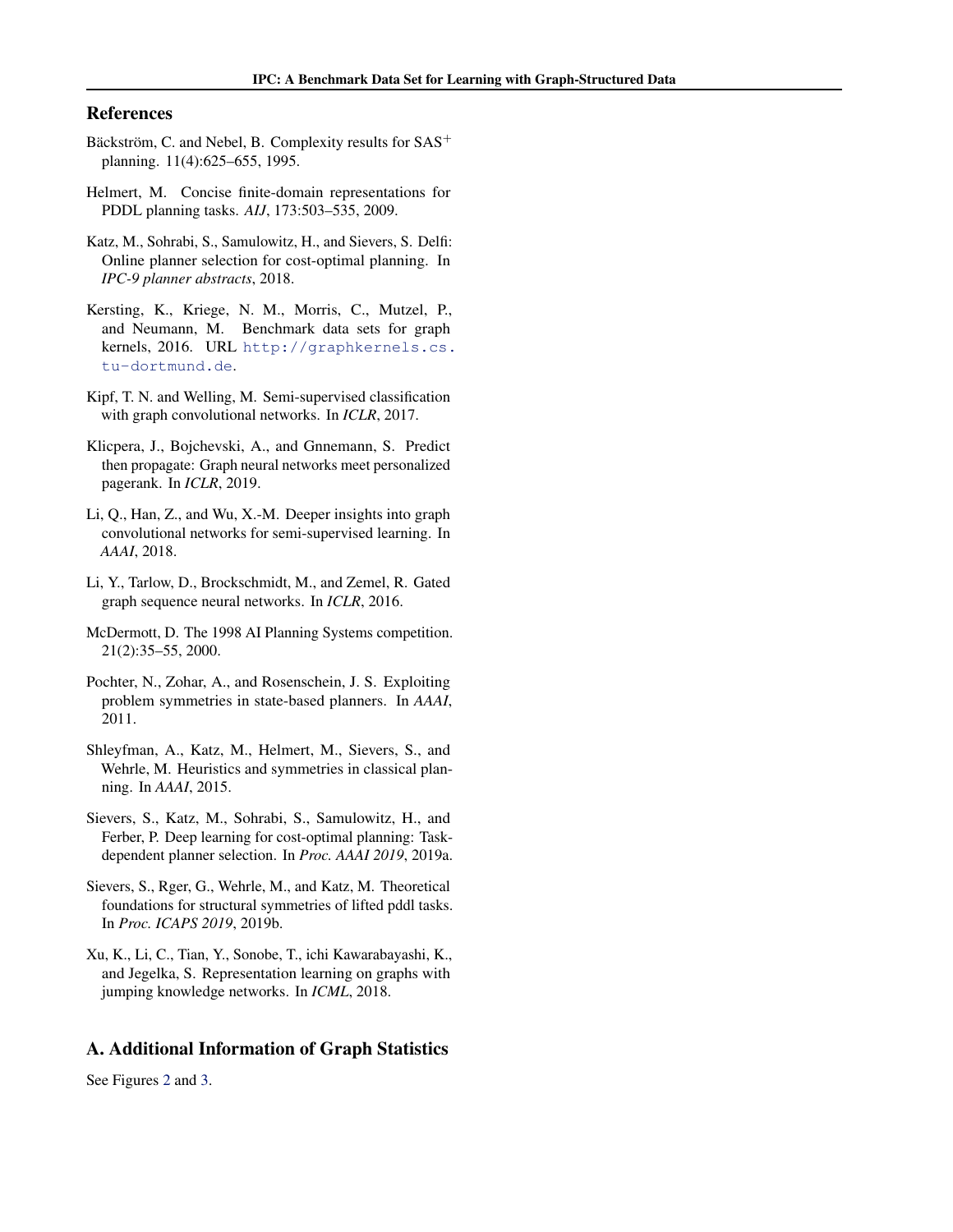## References

Bäckström, C. and Nebel, B. Complexity results for SAS$^+$ planning. 11(4):625–655, 1995.

Helmert, M. Concise finite-domain representations for PDDL planning tasks. *AIJ*, 173:503–535, 2009.

Katz, M., Sohrabi, S., Samulowitz, H., and Sievers, S. Delfi: Online planner selection for cost-optimal planning. In *IPC-9 planner abstracts*, 2018.

Kersting, K., Kriege, N. M., Morris, C., Mutzel, P., and Neumann, M. Benchmark data sets for graph kernels, 2016. URL http://graphkernels.cs.tu-dortmund.de.

Kipf, T. N. and Welling, M. Semi-supervised classification with graph convolutional networks. In *ICLR*, 2017.

Klicpera, J., Bojchevski, A., and Gnnemann, S. Predict then propagate: Graph neural networks meet personalized pagerank. In *ICLR*, 2019.

Li, Q., Han, Z., and Wu, X.-M. Deeper insights into graph convolutional networks for semi-supervised learning. In *AAAI*, 2018.

Li, Y., Tarlow, D., Brockschmidt, M., and Zemel, R. Gated graph sequence neural networks. In *ICLR*, 2016.

McDermott, D. The 1998 AI Planning Systems competition. 21(2):35–55, 2000.

Pochter, N., Zohar, A., and Rosenschein, J. S. Exploiting problem symmetries in state-based planners. In *AAAI*, 2011.

Shleyfman, A., Katz, M., Helmert, M., Sievers, S., and Wehrle, M. Heuristics and symmetries in classical planning. In *AAAI*, 2015.

Sievers, S., Katz, M., Sohrabi, S., Samulowitz, H., and Ferber, P. Deep learning for cost-optimal planning: Task-dependent planner selection. In *Proc. AAAI 2019*, 2019a.

Sievers, S., Rger, G., Wehrle, M., and Katz, M. Theoretical foundations for structural symmetries of lifted pddl tasks. In *Proc. ICAPS 2019*, 2019b.

Xu, K., Li, C., Tian, Y., Sonobe, T., ichi Kawarabayashi, K., and Jegelka, S. Representation learning on graphs with jumping knowledge networks. In *ICML*, 2018.

## A. Additional Information of Graph Statistics

See Figures 2 and 3.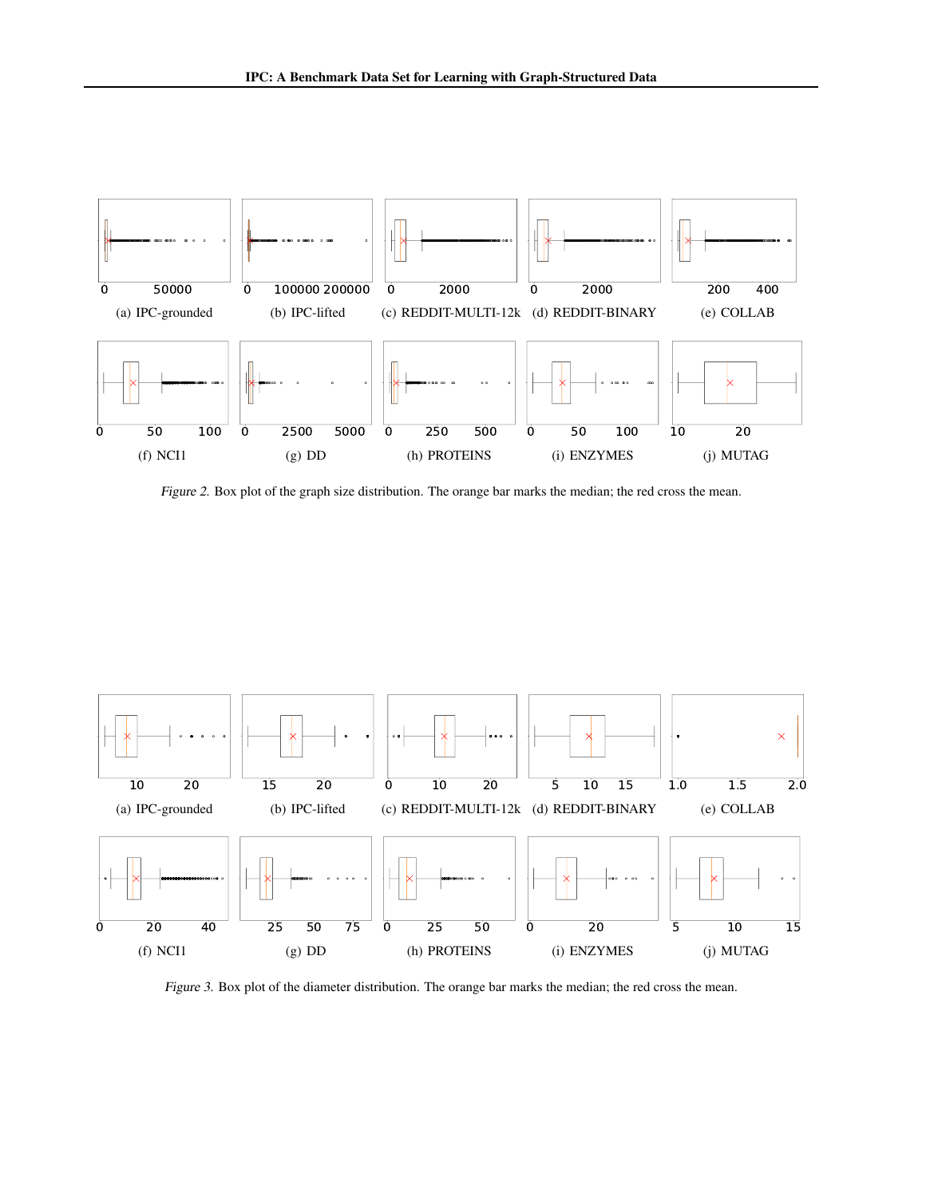0
50000

(a) IPC-grounded

0
100000 200000

(b) IPC-lifted

0
2000

(c) REDDIT-MULTI-12k

0
2000

(d) REDDIT-BINARY

200
400

(e) COLLAB

0
50
100

(f) NCI1

0
2500
5000

(g) DD

0
250
500

(h) PROTEINS

0
50
100

(i) ENZYMES

10
20

(j) MUTAG

*Figure 2.* Box plot of the graph size distribution. The orange bar marks the median; the red cross the mean.

10
20

(a) IPC-grounded

15
20

(b) IPC-lifted

0
10
20

(c) REDDIT-MULTI-12k

5
10
15

(d) REDDIT-BINARY

1.0
1.5
2.0

(e) COLLAB

0
20
40

(f) NCI1

25
50
75

(g) DD

0
25
50

(h) PROTEINS

0
20

(i) ENZYMES

5
10
15

(j) MUTAG

*Figure 3.* Box plot of the diameter distribution. The orange bar marks the median; the red cross the mean.